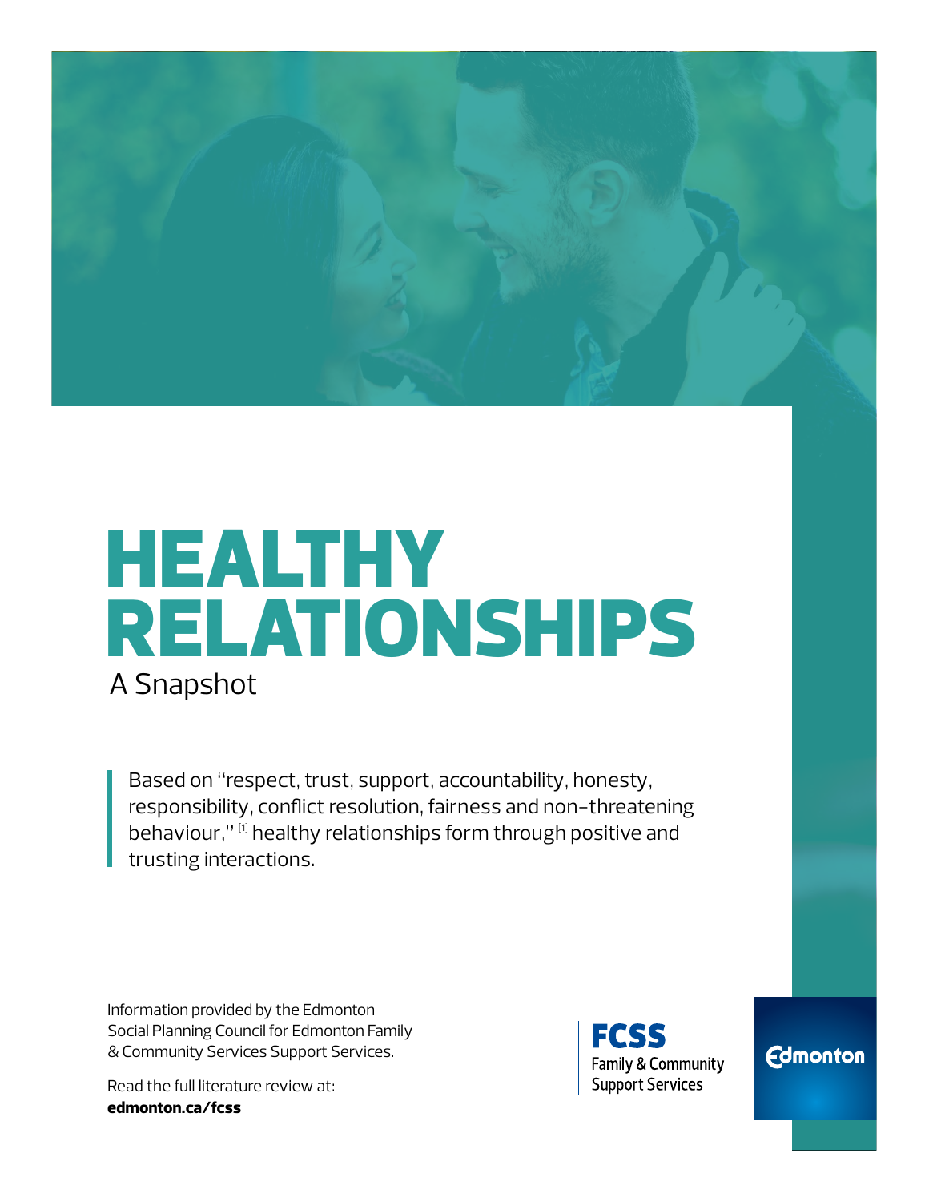# HEALTHY RELATIONSHIPS

A Snapshot

Based on "respect, trust, support, accountability, honesty, responsibility, conflict resolution, fairness and non-threatening behaviour," [1] healthy relationships form through positive and trusting interactions.

Information provided by the Edmonton Social Planning Council for Edmonton Family & Community Services Support Services.

Read the full literature review at: **edmonton.ca/fcss**

FCSS Family & Community Support Services

Edmonton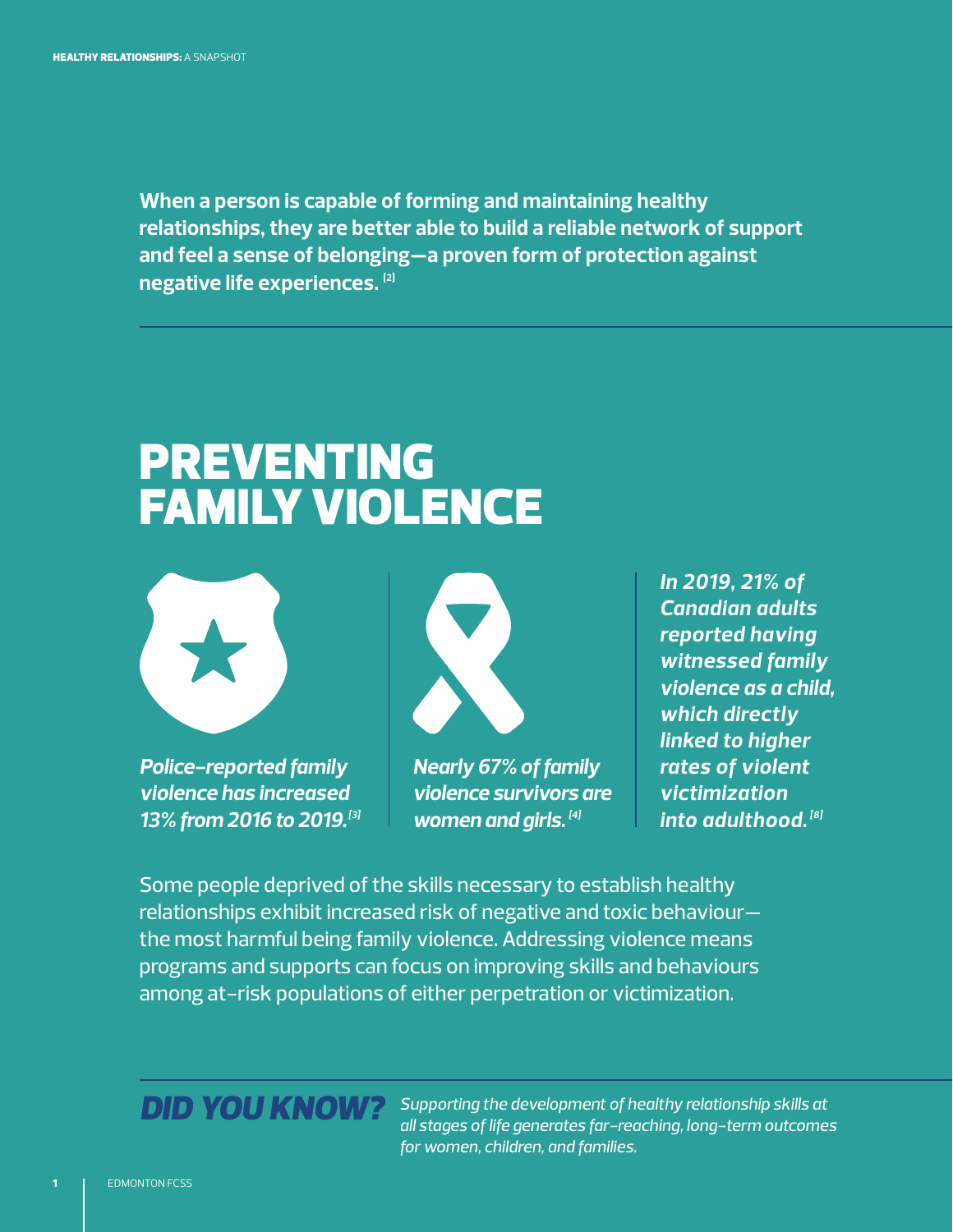**When a person is capable of forming and maintaining healthy relationships, they are better able to build a reliable network of support and feel a sense of belonging—a proven form of protection against negative life experiences.** [2]

# PREVENTING FAMILY VIOLENCE

***Police-reported family violence has increased 13% from 2016 to 2019.*** [3]

***Nearly 67% of family violence survivors are women and girls.*** [4]

***In 2019, 21% of Canadian adults reported having witnessed family violence as a child, which directly linked to higher rates of violent victimization into adulthood.*** [8]

Some people deprived of the skills necessary to establish healthy relationships exhibit increased risk of negative and toxic behaviour—the most harmful being family violence. Addressing violence means programs and supports can focus on improving skills and behaviours among at-risk populations of either perpetration or victimization.

***DID YOU KNOW?*** *Supporting the development of healthy relationship skills at all stages of life generates far-reaching, long-term outcomes for women, children, and families.*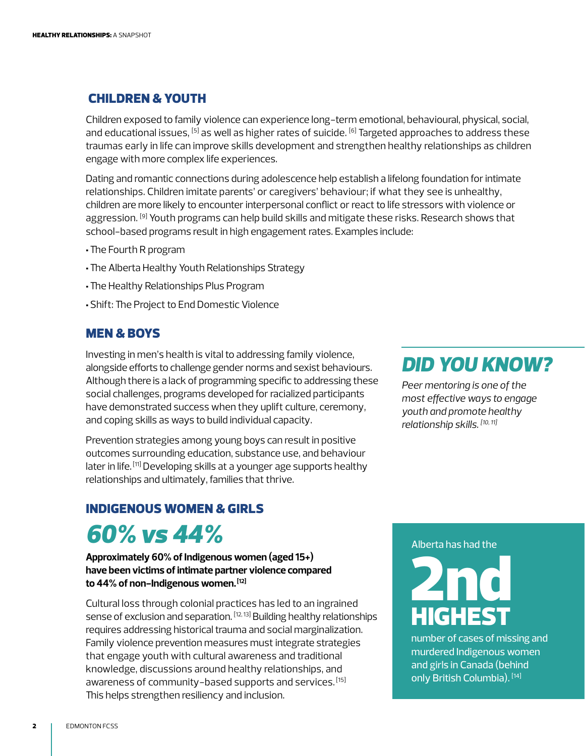## CHILDREN & YOUTH

Children exposed to family violence can experience long-term emotional, behavioural, physical, social, and educational issues, [5] as well as higher rates of suicide. [6] Targeted approaches to address these traumas early in life can improve skills development and strengthen healthy relationships as children engage with more complex life experiences.

Dating and romantic connections during adolescence help establish a lifelong foundation for intimate relationships. Children imitate parents' or caregivers' behaviour; if what they see is unhealthy, children are more likely to encounter interpersonal conflict or react to life stressors with violence or aggression. [9] Youth programs can help build skills and mitigate these risks. Research shows that school-based programs result in high engagement rates. Examples include:

- The Fourth R program
- The Alberta Healthy Youth Relationships Strategy
- The Healthy Relationships Plus Program
- Shift: The Project to End Domestic Violence

## MEN & BOYS

Investing in men's health is vital to addressing family violence, alongside efforts to challenge gender norms and sexist behaviours. Although there is a lack of programming specific to addressing these social challenges, programs developed for racialized participants have demonstrated success when they uplift culture, ceremony, and coping skills as ways to build individual capacity.

Prevention strategies among young boys can result in positive outcomes surrounding education, substance use, and behaviour later in life. [11] Developing skills at a younger age supports healthy relationships and ultimately, families that thrive.

### *DID YOU KNOW?*

*Peer mentoring is one of the most effective ways to engage youth and promote healthy relationship skills.* [10, 11]

## INDIGENOUS WOMEN & GIRLS

### *60% vs 44%*

**Approximately 60% of Indigenous women (aged 15+) have been victims of intimate partner violence compared to 44% of non-Indigenous women.** [12]

Cultural loss through colonial practices has led to an ingrained sense of exclusion and separation. [12, 13] Building healthy relationships requires addressing historical trauma and social marginalization. Family violence prevention measures must integrate strategies that engage youth with cultural awareness and traditional knowledge, discussions around healthy relationships, and awareness of community-based supports and services. [15] This helps strengthen resiliency and inclusion.

Alberta has had the **2nd HIGHEST** number of cases of missing and murdered Indigenous women and girls in Canada (behind only British Columbia). [14]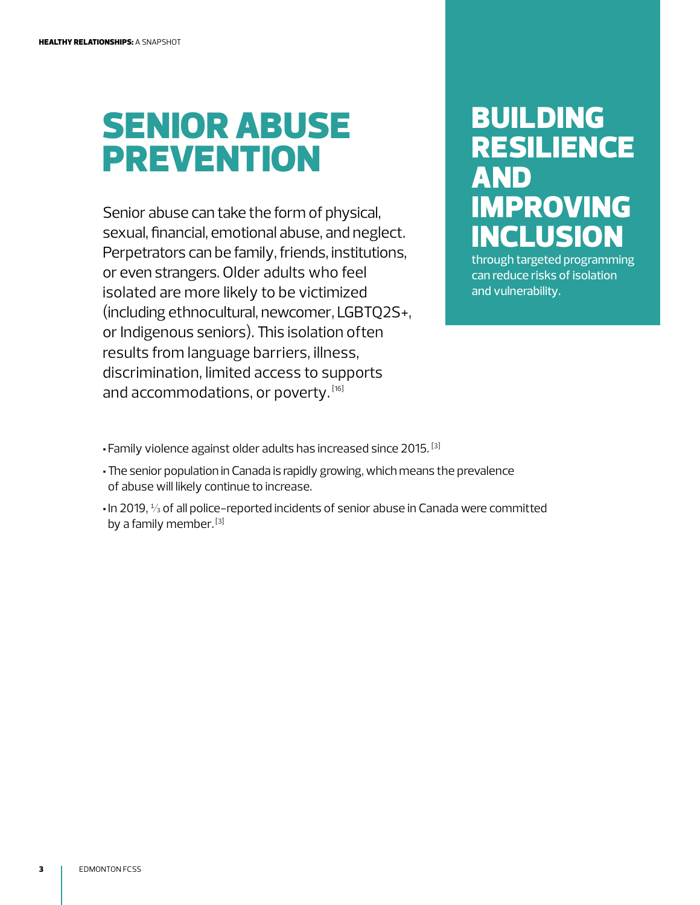# SENIOR ABUSE PREVENTION

Senior abuse can take the form of physical, sexual, financial, emotional abuse, and neglect. Perpetrators can be family, friends, institutions, or even strangers. Older adults who feel isolated are more likely to be victimized (including ethnocultural, newcomer, LGBTQ2S+, or Indigenous seniors). This isolation often results from language barriers, illness, discrimination, limited access to supports and accommodations, or poverty. [16]

## BUILDING RESILIENCE AND IMPROVING INCLUSION

through targeted programming can reduce risks of isolation and vulnerability.

- Family violence against older adults has increased since 2015. [3]
- The senior population in Canada is rapidly growing, which means the prevalence of abuse will likely continue to increase.
- In 2019, ⅓ of all police-reported incidents of senior abuse in Canada were committed by a family member. [3]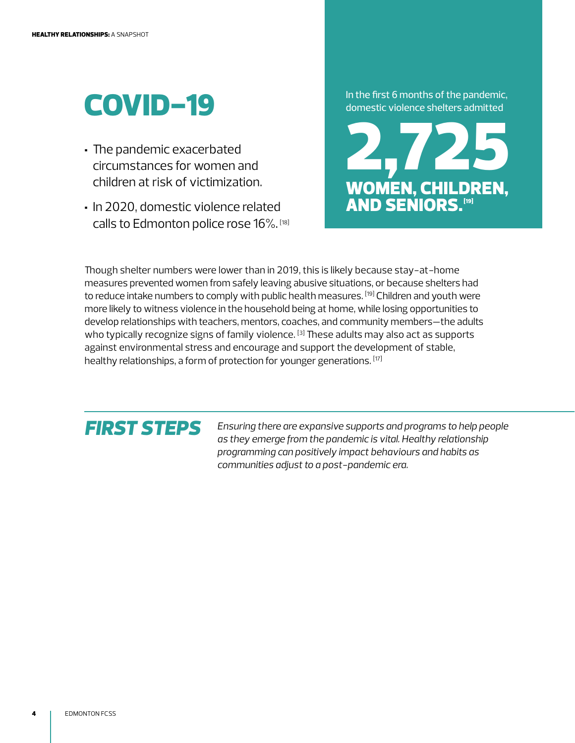# COVID-19

- The pandemic exacerbated circumstances for women and children at risk of victimization.
- In 2020, domestic violence related calls to Edmonton police rose 16%. [18]

In the first 6 months of the pandemic, domestic violence shelters admitted

**2,725**

**WOMEN, CHILDREN, AND SENIORS.** [19]

Though shelter numbers were lower than in 2019, this is likely because stay-at-home measures prevented women from safely leaving abusive situations, or because shelters had to reduce intake numbers to comply with public health measures. [19] Children and youth were more likely to witness violence in the household being at home, while losing opportunities to develop relationships with teachers, mentors, coaches, and community members—the adults who typically recognize signs of family violence. [3] These adults may also act as supports against environmental stress and encourage and support the development of stable, healthy relationships, a form of protection for younger generations. [17]

## *FIRST STEPS*

*Ensuring there are expansive supports and programs to help people as they emerge from the pandemic is vital. Healthy relationship programming can positively impact behaviours and habits as communities adjust to a post-pandemic era.*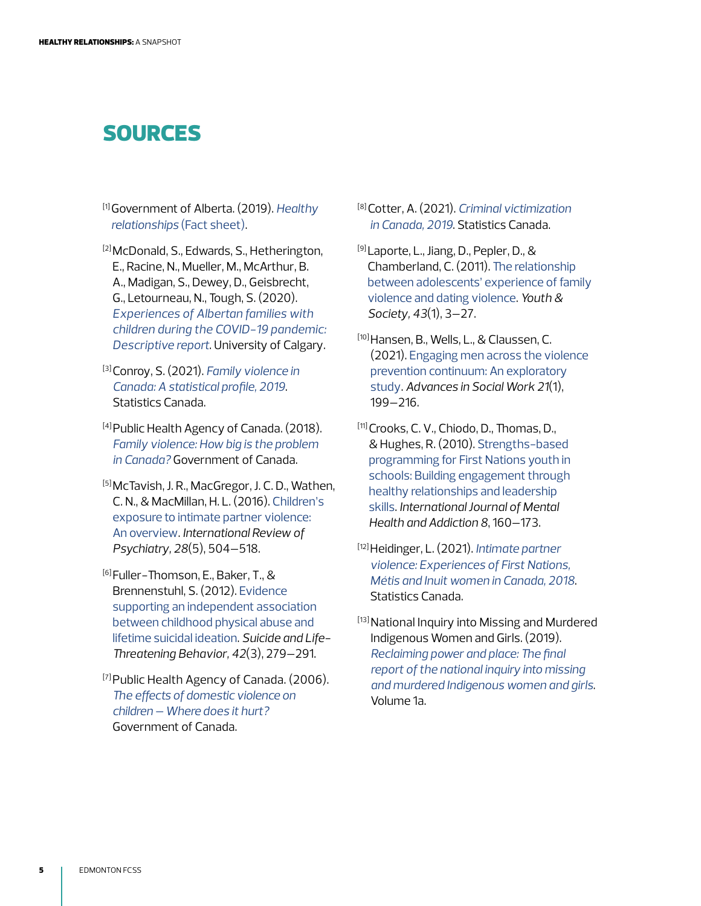# SOURCES

[1] Government of Alberta. (2019). *Healthy relationships* (Fact sheet).

[2] McDonald, S., Edwards, S., Hetherington, E., Racine, N., Mueller, M., McArthur, B. A., Madigan, S., Dewey, D., Geisbrecht, G., Letourneau, N., Tough, S. (2020). *Experiences of Albertan families with children during the COVID-19 pandemic: Descriptive report*. University of Calgary.

[3] Conroy, S. (2021). *Family violence in Canada: A statistical profile, 2019*. Statistics Canada.

[4] Public Health Agency of Canada. (2018). *Family violence: How big is the problem in Canada?* Government of Canada.

[5] McTavish, J. R., MacGregor, J. C. D., Wathen, C. N., & MacMillan, H. L. (2016). Children's exposure to intimate partner violence: An overview. *International Review of Psychiatry*, *28*(5), 504–518.

[6] Fuller-Thomson, E., Baker, T., & Brennenstuhl, S. (2012). Evidence supporting an independent association between childhood physical abuse and lifetime suicidal ideation. *Suicide and Life-Threatening Behavior*, *42*(3), 279–291.

[7] Public Health Agency of Canada. (2006). *The effects of domestic violence on children – Where does it hurt?* Government of Canada.

[8] Cotter, A. (2021). *Criminal victimization in Canada, 2019*. Statistics Canada.

[9] Laporte, L., Jiang, D., Pepler, D., & Chamberland, C. (2011). The relationship between adolescents' experience of family violence and dating violence. *Youth & Society*, *43*(1), 3–27.

[10] Hansen, B., Wells, L., & Claussen, C. (2021). Engaging men across the violence prevention continuum: An exploratory study. *Advances in Social Work 21*(1), 199–216.

[11] Crooks, C. V., Chiodo, D., Thomas, D., & Hughes, R. (2010). Strengths-based programming for First Nations youth in schools: Building engagement through healthy relationships and leadership skills. *International Journal of Mental Health and Addiction 8*, 160–173.

[12] Heidinger, L. (2021). *Intimate partner violence: Experiences of First Nations, Métis and Inuit women in Canada, 2018*. Statistics Canada.

[13] National Inquiry into Missing and Murdered Indigenous Women and Girls. (2019). *Reclaiming power and place: The final report of the national inquiry into missing and murdered Indigenous women and girls*. Volume 1a.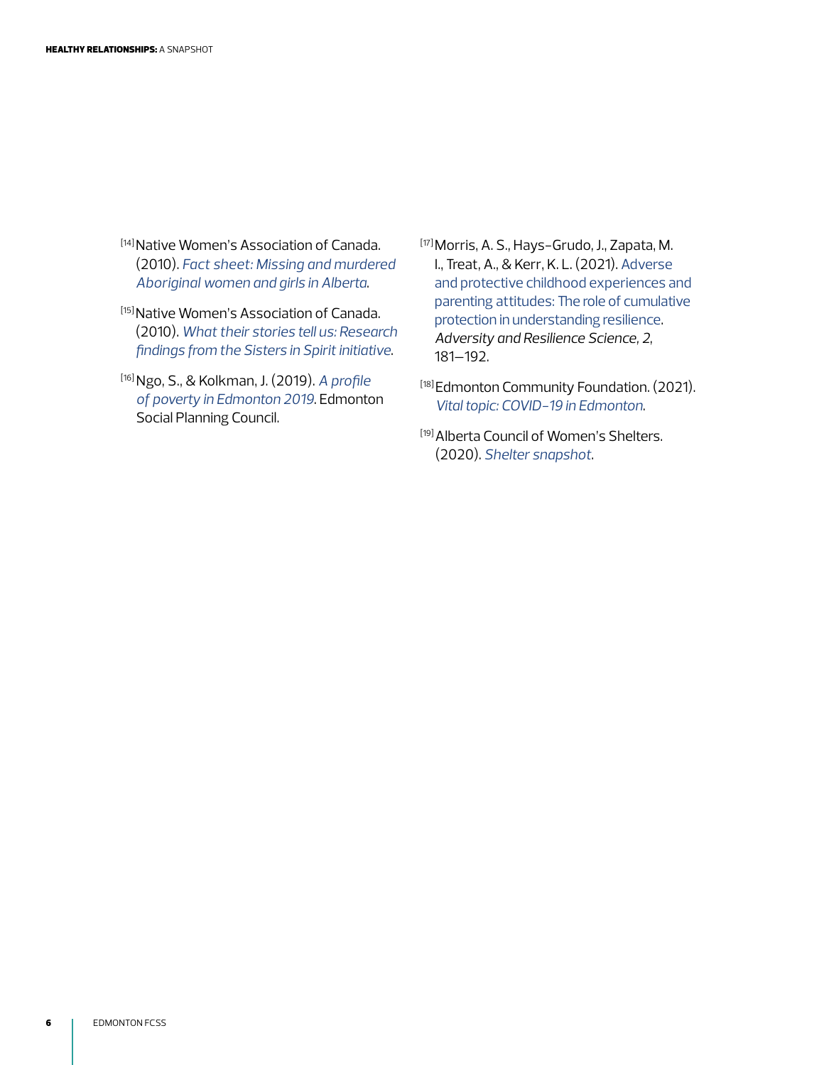[14] Native Women's Association of Canada. (2010). *Fact sheet: Missing and murdered Aboriginal women and girls in Alberta*.

[15] Native Women's Association of Canada. (2010). *What their stories tell us: Research findings from the Sisters in Spirit initiative*.

[16] Ngo, S., & Kolkman, J. (2019). *A profile of poverty in Edmonton 2019*. Edmonton Social Planning Council.

[17] Morris, A. S., Hays-Grudo, J., Zapata, M. I., Treat, A., & Kerr, K. L. (2021). Adverse and protective childhood experiences and parenting attitudes: The role of cumulative protection in understanding resilience. *Adversity and Resilience Science*, *2*, 181–192.

[18] Edmonton Community Foundation. (2021). *Vital topic: COVID-19 in Edmonton*.

[19] Alberta Council of Women's Shelters. (2020). *Shelter snapshot*.